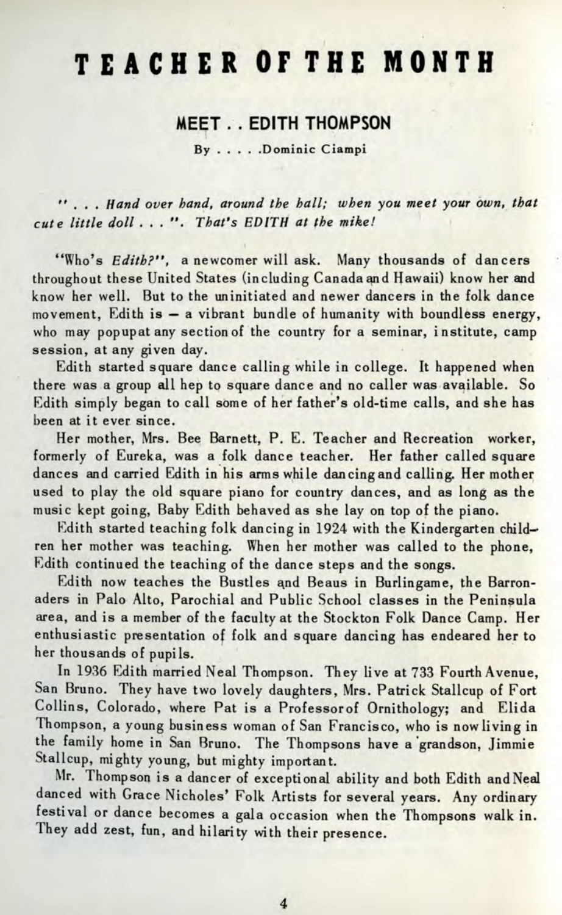# TEACHER OF THE MONTH

## MEET . . EDITH THOMPSON

By . . . . .Dominic Ciampi

*" . . . Hand over hand, around the hall; when you meet your own, that cute little doll . . . ". That's EDITH at the mike!*

"Who's *Edith?*", a newcomer will ask. Many thousands of dancers throughout these United States (including Canada and Hawaii) know her and know her well. But to the uninitiated and newer dancers in the folk dance movement, Edith is – a vibrant bundle of humanity with boundless energy, who may popupat any sectionof the country for a seminar, institute, camp session, at any given day.

Edith started square dance calling while in college. It happened when there was a group all hep to square dance and no caller was available. So Edith simply began to call some of her father's old-time calls, and she has been at it ever since.

Her mother, Mrs. Bee Barnett, P. E. Teacher and Recreation worker, formerly of Eureka, was a folk dance teacher. Her father called square dances and carried Edith in his arms while dancingand calling. Her mother used to play the old square piano for country dances, and as long as the music kept going, Baby Edith behaved as she lay on top of the piano.

Edith started teaching folk dancing in 1924 with the Kindergarten children her mother was teaching. When her mother was called to the phone, Edith continued the teaching of the dance steps and the songs.

Edith now teaches the Bustles and Beaus in Burlingame, the Barronaders in Palo Alto, Parochial and Public School classes in the Peninsula area, and is a member of the faculty at the Stockton Folk Dance Camp. Her enthusiastic presentation of folk and square dancing has endeared her to her thousands of pupils.

In 1936 Edith married Neal Thompson. They live at 733 Fourth Avenue, San Bruno. They have two lovely daughters, Mrs. Patrick Stallcup of Fort Collins, Colorado, where Pat is a Professorof Ornithology; and Elida Thompson, a young business woman of San Francisco, who is nowliving in the family home in San Bruno. The Thompsons have a grandson, Jimmie Stallcup, mighty young, but mighty important.

Mr. Thompson is a dancer of exceptional ability and both Edith andNeal danced with Grace Nicholes' Folk Artists for several years. Any ordinary festival or dance becomes a gala occasion when the Thompsons walk in. They add zest, fun, and hilarity with their presence.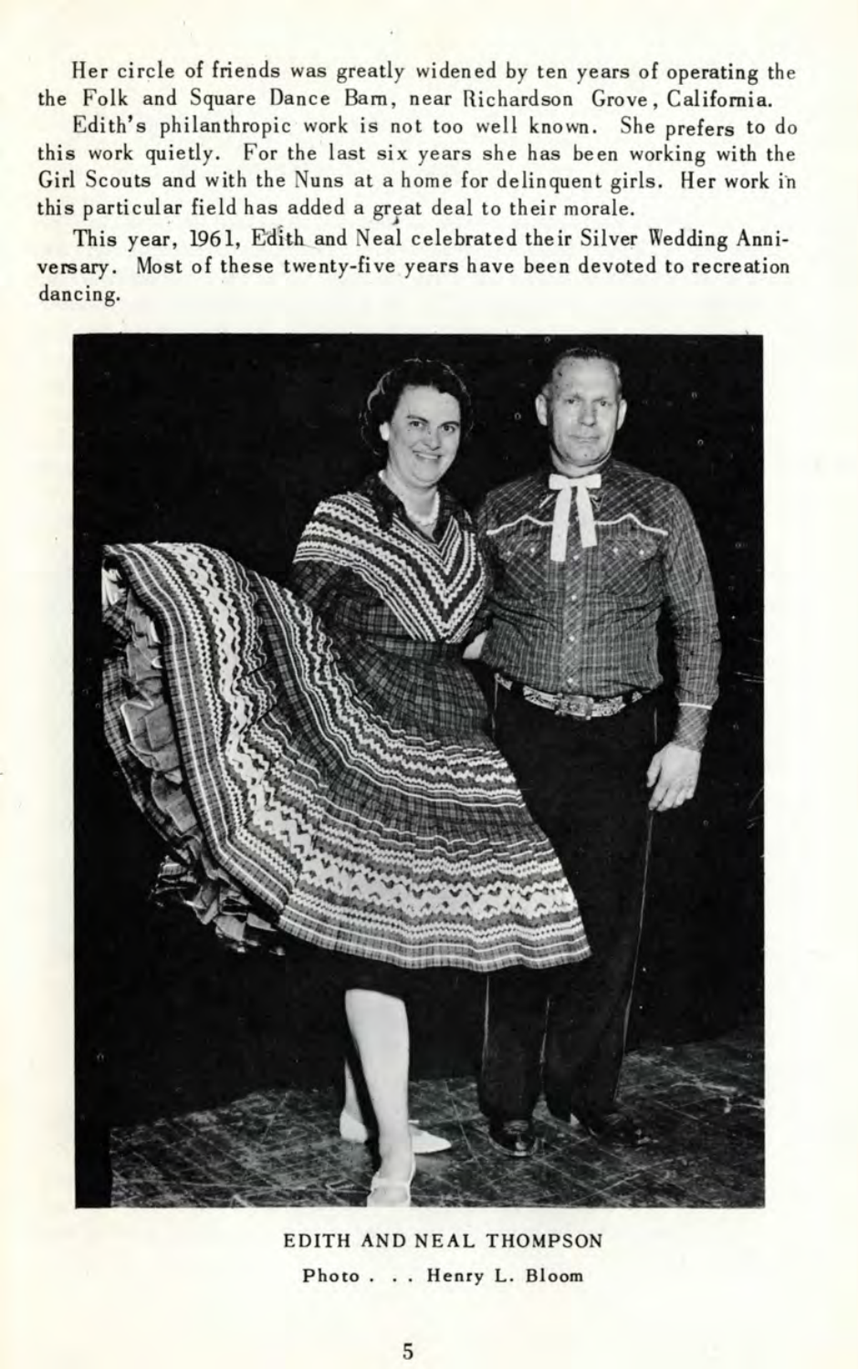Her circle of friends was greatly widened by ten years of operating the the Folk and Square Dance Barn, near Richardson Grove, California.

Edith's philanthropic work is not too well known. She prefers to do this work quietly. For the last six years she has been working with the Girl Scouts and with the Nuns at a home for delinquent girls. Her work in this particular field has added a great deal to their morale.

This year, 1961, Edith and Neal celebrated their Silver Wedding Anniversary. Most of these twenty-five years have been devoted to recreation dancing.

EDITH AND NEAL THOMPSON

Photo . . . Henry L. Bloom